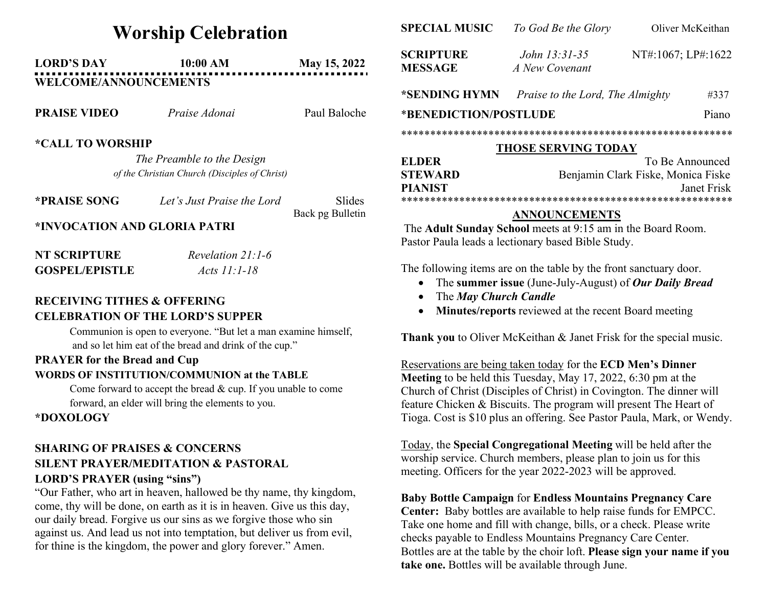# Worship Celebration

**LORD'S DAY** **10:00 AM** **May 15, 2022**

**WELCOME/ANNOUNCEMENTS**

**PRAISE VIDEO** *Praise Adonai* Paul Baloche

**\*CALL TO WORSHIP**

*The Preamble to the Design*
*of the Christian Church (Disciples of Christ)*

**\*PRAISE SONG** *Let's Just Praise the Lord* Slides
Back pg Bulletin

**\*INVOCATION AND GLORIA PATRI**

**NT SCRIPTURE** *Revelation 21:1-6*
**GOSPEL/EPISTLE** *Acts 11:1-18*

**RECEIVING TITHES & OFFERING**
**CELEBRATION OF THE LORD'S SUPPER**

Communion is open to everyone. "But let a man examine himself, and so let him eat of the bread and drink of the cup."

**PRAYER for the Bread and Cup**
**WORDS OF INSTITUTION/COMMUNION at the TABLE**

Come forward to accept the bread & cup. If you unable to come forward, an elder will bring the elements to you.

**\*DOXOLOGY**

**SHARING OF PRAISES & CONCERNS**
**SILENT PRAYER/MEDITATION & PASTORAL**
**LORD'S PRAYER (using "sins")**

"Our Father, who art in heaven, hallowed be thy name, thy kingdom, come, thy will be done, on earth as it is in heaven. Give us this day, our daily bread. Forgive us our sins as we forgive those who sin against us. And lead us not into temptation, but deliver us from evil, for thine is the kingdom, the power and glory forever." Amen.

**SPECIAL MUSIC** *To God Be the Glory* Oliver McKeithan

**SCRIPTURE** *John 13:31-35* NT#:1067; LP#:1622
**MESSAGE** *A New Covenant*

**\*SENDING HYMN** *Praise to the Lord, The Almighty* #337

**\*BENEDICTION/POSTLUDE** Piano

\*\*\*\*\*\*\*\*\*\*\*\*\*\*\*\*\*\*\*\*\*\*\*\*\*\*\*\*\*\*\*\*\*\*\*\*\*\*\*\*\*\*\*\*\*\*\*\*\*\*\*\*\*\*\*\*

**THOSE SERVING TODAY**

**ELDER** To Be Announced
**STEWARD** Benjamin Clark Fiske, Monica Fiske
**PIANIST** Janet Frisk

\*\*\*\*\*\*\*\*\*\*\*\*\*\*\*\*\*\*\*\*\*\*\*\*\*\*\*\*\*\*\*\*\*\*\*\*\*\*\*\*\*\*\*\*\*\*\*\*\*\*\*\*\*\*\*\*

**ANNOUNCEMENTS**

The **Adult Sunday School** meets at 9:15 am in the Board Room. Pastor Paula leads a lectionary based Bible Study.

The following items are on the table by the front sanctuary door.

- The **summer issue** (June-July-August) of ***Our Daily Bread***
- The ***May Church Candle***
- **Minutes/reports** reviewed at the recent Board meeting

**Thank you** to Oliver McKeithan & Janet Frisk for the special music.

Reservations are being taken today for the **ECD Men's Dinner Meeting** to be held this Tuesday, May 17, 2022, 6:30 pm at the Church of Christ (Disciples of Christ) in Covington. The dinner will feature Chicken & Biscuits. The program will present The Heart of Tioga. Cost is $10 plus an offering. See Pastor Paula, Mark, or Wendy.

Today, the **Special Congregational Meeting** will be held after the worship service. Church members, please plan to join us for this meeting. Officers for the year 2022-2023 will be approved.

**Baby Bottle Campaign** for **Endless Mountains Pregnancy Care Center:** Baby bottles are available to help raise funds for EMPCC. Take one home and fill with change, bills, or a check. Please write checks payable to Endless Mountains Pregnancy Care Center. Bottles are at the table by the choir loft. **Please sign your name if you take one.** Bottles will be available through June.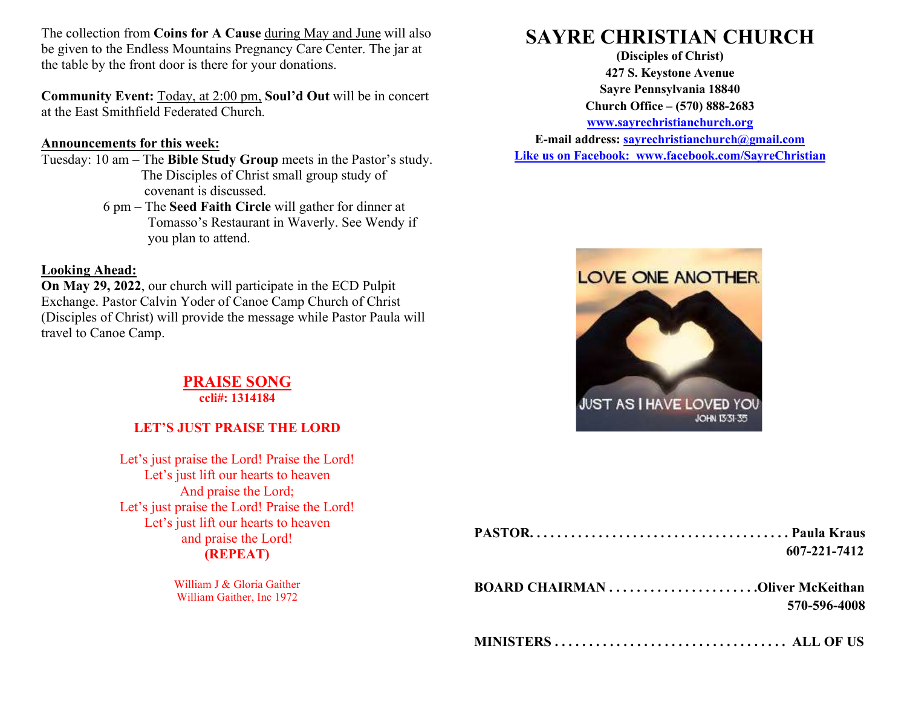The collection from **Coins for A Cause** during May and June will also be given to the Endless Mountains Pregnancy Care Center. The jar at the table by the front door is there for your donations.

**Community Event:** Today, at 2:00 pm, **Soul'd Out** will be in concert at the East Smithfield Federated Church.

**Announcements for this week:**

Tuesday: 10 am – The **Bible Study Group** meets in the Pastor's study. The Disciples of Christ small group study of covenant is discussed.

6 pm – The **Seed Faith Circle** will gather for dinner at Tomasso's Restaurant in Waverly. See Wendy if you plan to attend.

**Looking Ahead:**

**On May 29, 2022**, our church will participate in the ECD Pulpit Exchange. Pastor Calvin Yoder of Canoe Camp Church of Christ (Disciples of Christ) will provide the message while Pastor Paula will travel to Canoe Camp.

## PRAISE SONG

**ccli#: 1314184**

**LET'S JUST PRAISE THE LORD**

Let's just praise the Lord! Praise the Lord!
Let's just lift our hearts to heaven
And praise the Lord;
Let's just praise the Lord! Praise the Lord!
Let's just lift our hearts to heaven
and praise the Lord!
**(REPEAT)**

William J & Gloria Gaither
William Gaither, Inc 1972

# SAYRE CHRISTIAN CHURCH

**(Disciples of Christ)**
**427 S. Keystone Avenue**
**Sayre Pennsylvania 18840**
**Church Office – (570) 888-2683**
**www.sayrechristianchurch.org**
**E-mail address: sayrechristianchurch@gmail.com**
**Like us on Facebook: www.facebook.com/SayreChristian**

LOVE ONE ANOTHER.
JUST AS I HAVE LOVED YOU
JOHN 13:31-35

**PASTOR. . . . . . . . . . . . . . . . . . . . . . . . . . . . . . . . . . . . . Paula Kraus**
**607-221-7412**

**BOARD CHAIRMAN . . . . . . . . . . . . . . . . . . . . . .Oliver McKeithan**
**570-596-4008**

**MINISTERS . . . . . . . . . . . . . . . . . . . . . . . . . . . . . . . . . ALL OF US**